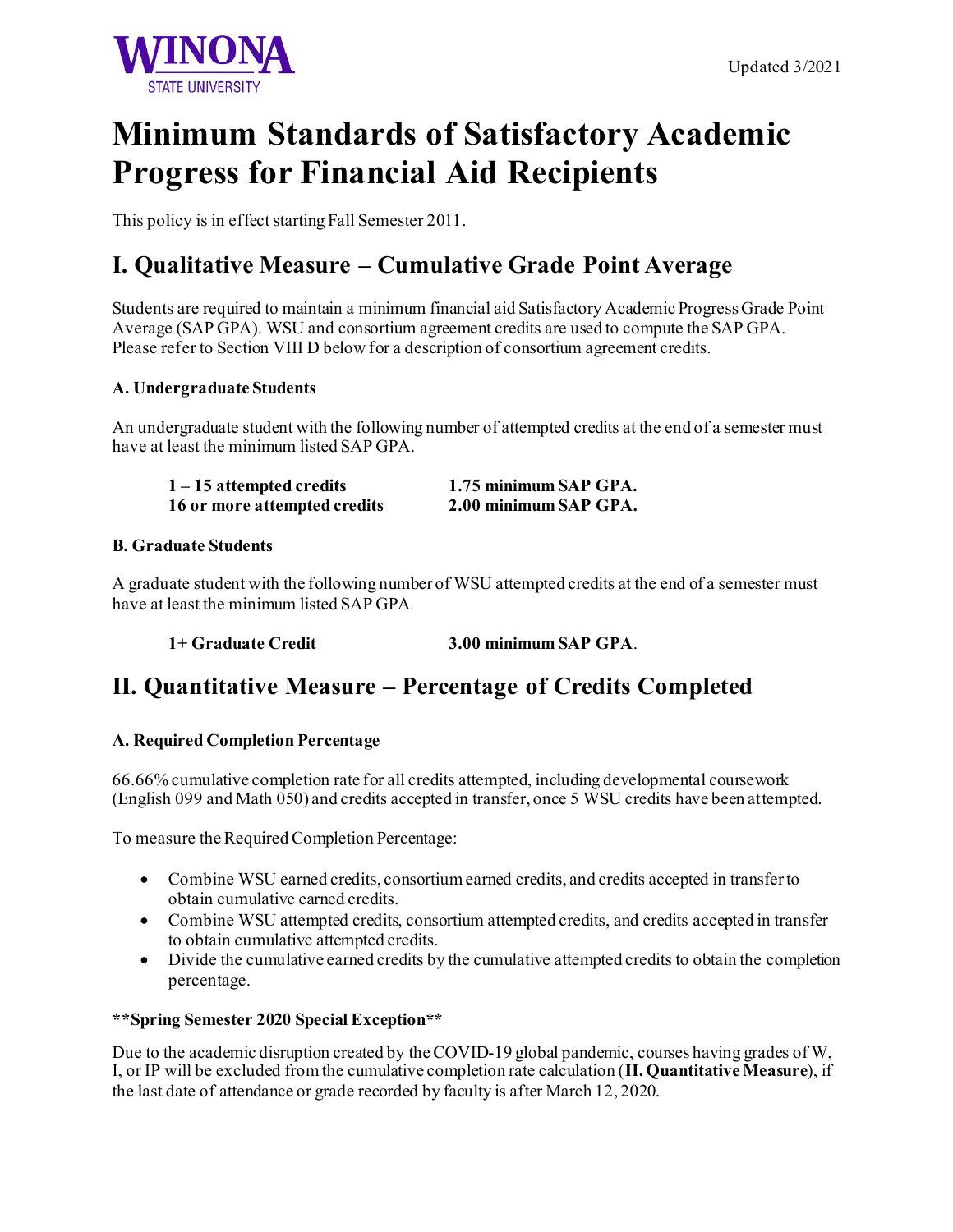WINONA STATE UNIVERSITY

Updated 3/2021

# Minimum Standards of Satisfactory Academic Progress for Financial Aid Recipients

This policy is in effect starting Fall Semester 2011.

## I. Qualitative Measure – Cumulative Grade Point Average

Students are required to maintain a minimum financial aid Satisfactory Academic Progress Grade Point Average (SAP GPA). WSU and consortium agreement credits are used to compute the SAP GPA. Please refer to Section VIII D below for a description of consortium agreement credits.

### A. Undergraduate Students

An undergraduate student with the following number of attempted credits at the end of a semester must have at least the minimum listed SAP GPA.

| | |
|---|---|
| **1 – 15 attempted credits** | **1.75 minimum SAP GPA.** |
| **16 or more attempted credits** | **2.00 minimum SAP GPA.** |

### B. Graduate Students

A graduate student with the following number of WSU attempted credits at the end of a semester must have at least the minimum listed SAP GPA

| | |
|---|---|
| **1+ Graduate Credit** | **3.00 minimum SAP GPA**. |

## II. Quantitative Measure – Percentage of Credits Completed

### A. Required Completion Percentage

66.66% cumulative completion rate for all credits attempted, including developmental coursework (English 099 and Math 050) and credits accepted in transfer, once 5 WSU credits have been attempted.

To measure the Required Completion Percentage:

- Combine WSU earned credits, consortium earned credits, and credits accepted in transfer to obtain cumulative earned credits.
- Combine WSU attempted credits, consortium attempted credits, and credits accepted in transfer to obtain cumulative attempted credits.
- Divide the cumulative earned credits by the cumulative attempted credits to obtain the completion percentage.

**\*\*Spring Semester 2020 Special Exception\*\***

Due to the academic disruption created by the COVID-19 global pandemic, courses having grades of W, I, or IP will be excluded from the cumulative completion rate calculation (**II. Quantitative Measure**), if the last date of attendance or grade recorded by faculty is after March 12, 2020.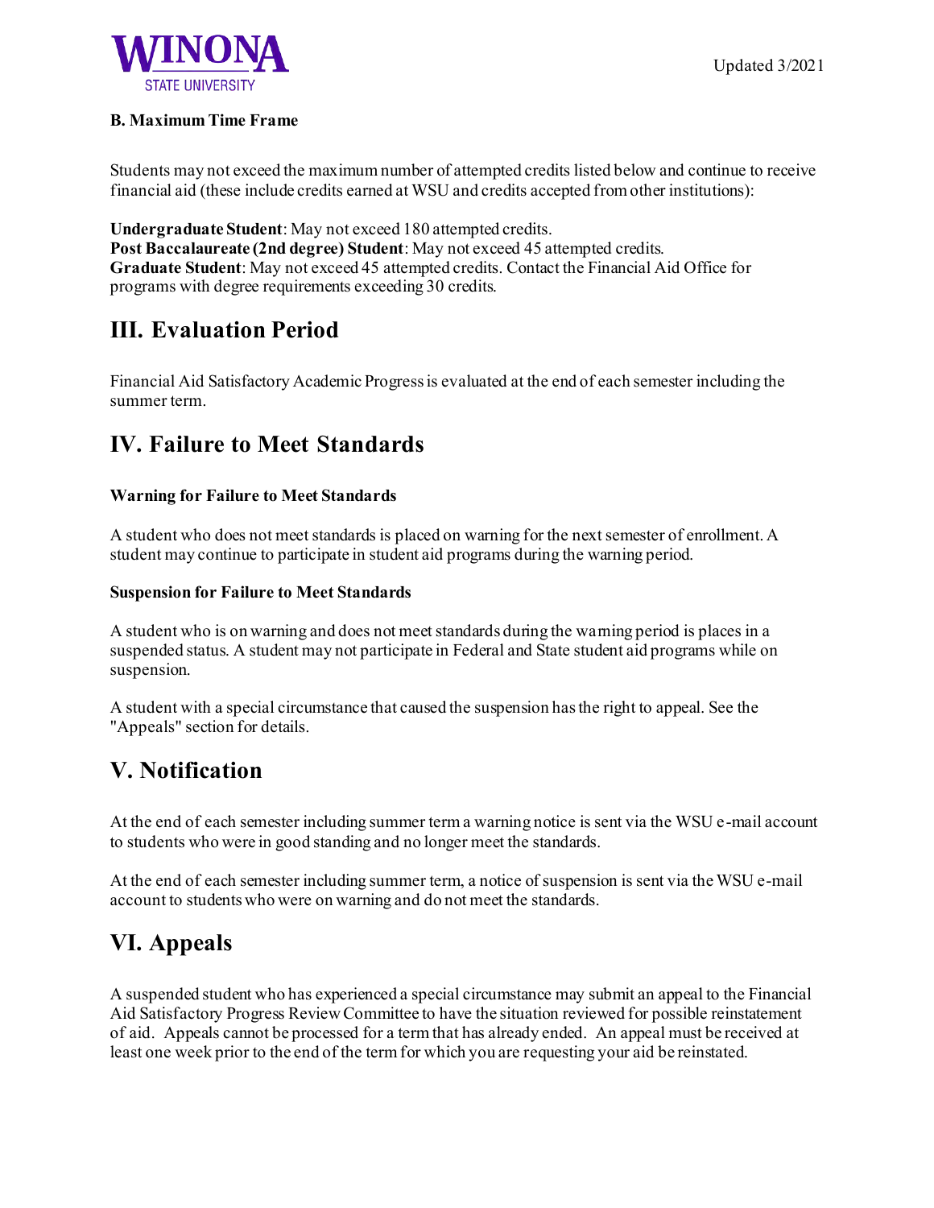### B. Maximum Time Frame

Students may not exceed the maximum number of attempted credits listed below and continue to receive financial aid (these include credits earned at WSU and credits accepted from other institutions):

**Undergraduate Student**: May not exceed 180 attempted credits.
**Post Baccalaureate (2nd degree) Student**: May not exceed 45 attempted credits.
**Graduate Student**: May not exceed 45 attempted credits. Contact the Financial Aid Office for programs with degree requirements exceeding 30 credits.

## III. Evaluation Period

Financial Aid Satisfactory Academic Progress is evaluated at the end of each semester including the summer term.

## IV. Failure to Meet Standards

#### Warning for Failure to Meet Standards

A student who does not meet standards is placed on warning for the next semester of enrollment. A student may continue to participate in student aid programs during the warning period.

#### Suspension for Failure to Meet Standards

A student who is on warning and does not meet standards during the warning period is places in a suspended status. A student may not participate in Federal and State student aid programs while on suspension.

A student with a special circumstance that caused the suspension has the right to appeal. See the "Appeals" section for details.

## V. Notification

At the end of each semester including summer term a warning notice is sent via the WSU e-mail account to students who were in good standing and no longer meet the standards.

At the end of each semester including summer term, a notice of suspension is sent via the WSU e-mail account to students who were on warning and do not meet the standards.

## VI. Appeals

A suspended student who has experienced a special circumstance may submit an appeal to the Financial Aid Satisfactory Progress Review Committee to have the situation reviewed for possible reinstatement of aid. Appeals cannot be processed for a term that has already ended. An appeal must be received at least one week prior to the end of the term for which you are requesting your aid be reinstated.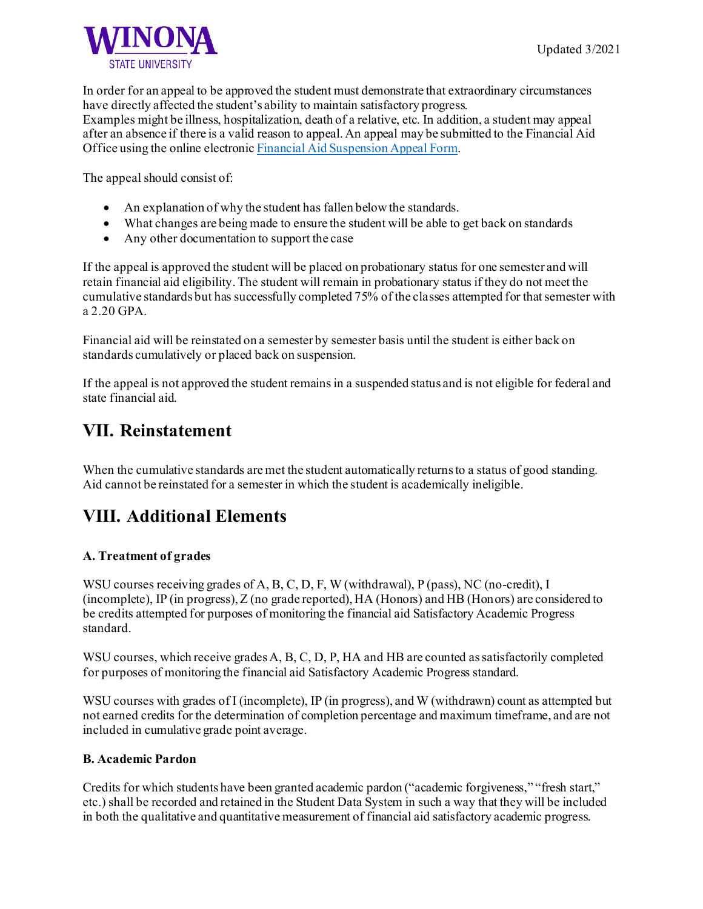In order for an appeal to be approved the student must demonstrate that extraordinary circumstances have directly affected the student's ability to maintain satisfactory progress.
Examples might be illness, hospitalization, death of a relative, etc. In addition, a student may appeal after an absence if there is a valid reason to appeal. An appeal may be submitted to the Financial Aid Office using the online electronic [Financial Aid Suspension Appeal Form](#).

The appeal should consist of:

- An explanation of why the student has fallen below the standards.
- What changes are being made to ensure the student will be able to get back on standards
- Any other documentation to support the case

If the appeal is approved the student will be placed on probationary status for one semester and will retain financial aid eligibility. The student will remain in probationary status if they do not meet the cumulative standards but has successfully completed 75% of the classes attempted for that semester with a 2.20 GPA.

Financial aid will be reinstated on a semester by semester basis until the student is either back on standards cumulatively or placed back on suspension.

If the appeal is not approved the student remains in a suspended status and is not eligible for federal and state financial aid.

## VII. Reinstatement

When the cumulative standards are met the student automatically returns to a status of good standing. Aid cannot be reinstated for a semester in which the student is academically ineligible.

## VIII. Additional Elements

**A. Treatment of grades**

WSU courses receiving grades of A, B, C, D, F, W (withdrawal), P (pass), NC (no-credit), I (incomplete), IP (in progress), Z (no grade reported), HA (Honors) and HB (Honors) are considered to be credits attempted for purposes of monitoring the financial aid Satisfactory Academic Progress standard.

WSU courses, which receive grades A, B, C, D, P, HA and HB are counted as satisfactorily completed for purposes of monitoring the financial aid Satisfactory Academic Progress standard.

WSU courses with grades of I (incomplete), IP (in progress), and W (withdrawn) count as attempted but not earned credits for the determination of completion percentage and maximum timeframe, and are not included in cumulative grade point average.

**B. Academic Pardon**

Credits for which students have been granted academic pardon ("academic forgiveness," "fresh start," etc.) shall be recorded and retained in the Student Data System in such a way that they will be included in both the qualitative and quantitative measurement of financial aid satisfactory academic progress.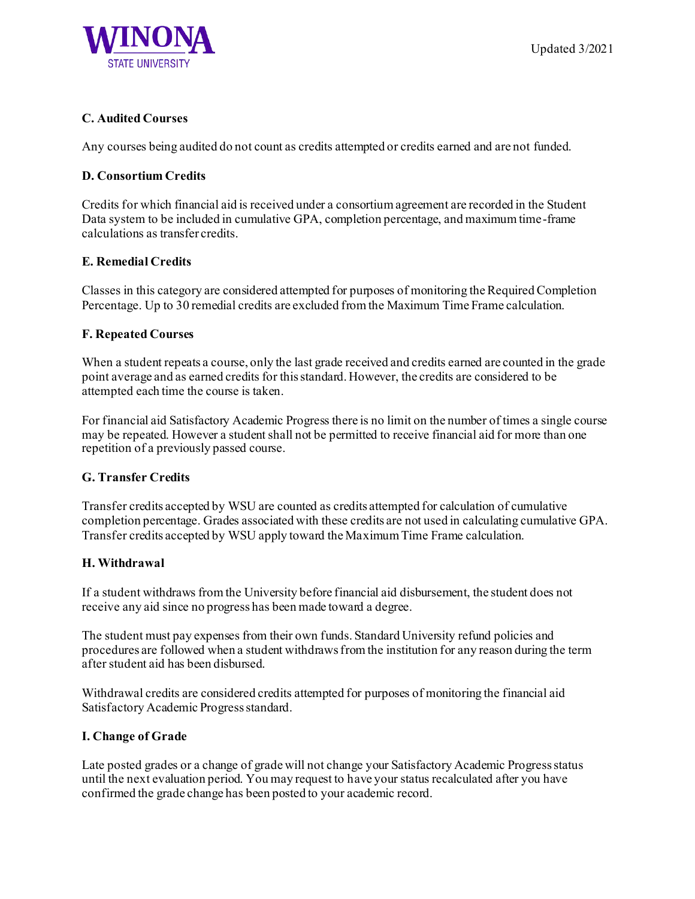### C. Audited Courses

Any courses being audited do not count as credits attempted or credits earned and are not funded.

### D. Consortium Credits

Credits for which financial aid is received under a consortium agreement are recorded in the Student Data system to be included in cumulative GPA, completion percentage, and maximum time-frame calculations as transfer credits.

### E. Remedial Credits

Classes in this category are considered attempted for purposes of monitoring the Required Completion Percentage. Up to 30 remedial credits are excluded from the Maximum Time Frame calculation.

### F. Repeated Courses

When a student repeats a course, only the last grade received and credits earned are counted in the grade point average and as earned credits for this standard. However, the credits are considered to be attempted each time the course is taken.

For financial aid Satisfactory Academic Progress there is no limit on the number of times a single course may be repeated. However a student shall not be permitted to receive financial aid for more than one repetition of a previously passed course.

### G. Transfer Credits

Transfer credits accepted by WSU are counted as credits attempted for calculation of cumulative completion percentage. Grades associated with these credits are not used in calculating cumulative GPA. Transfer credits accepted by WSU apply toward the Maximum Time Frame calculation.

### H. Withdrawal

If a student withdraws from the University before financial aid disbursement, the student does not receive any aid since no progress has been made toward a degree.

The student must pay expenses from their own funds. Standard University refund policies and procedures are followed when a student withdraws from the institution for any reason during the term after student aid has been disbursed.

Withdrawal credits are considered credits attempted for purposes of monitoring the financial aid Satisfactory Academic Progress standard.

### I. Change of Grade

Late posted grades or a change of grade will not change your Satisfactory Academic Progress status until the next evaluation period. You may request to have your status recalculated after you have confirmed the grade change has been posted to your academic record.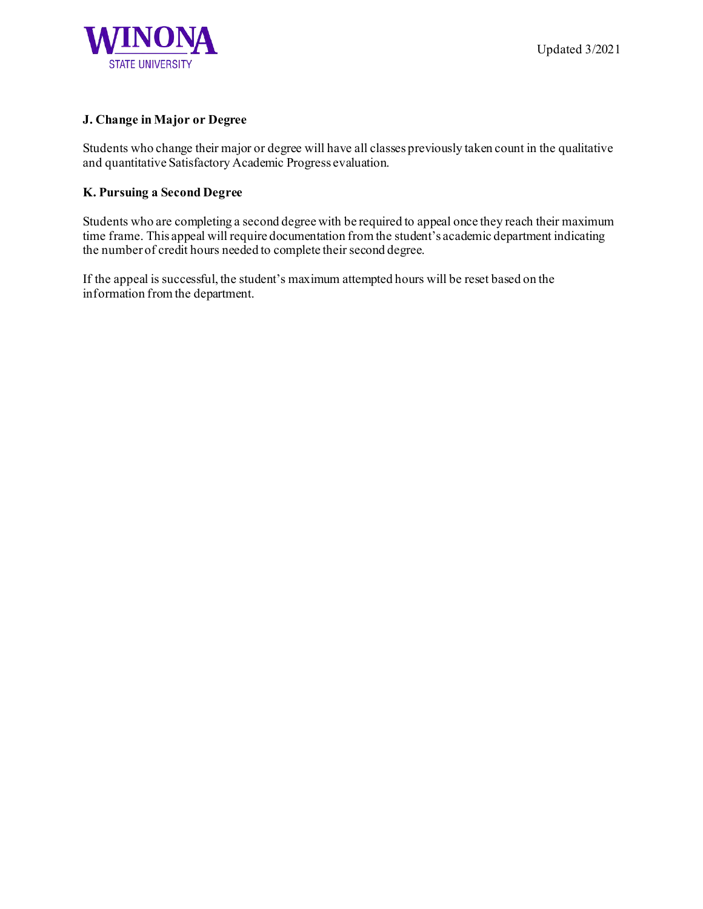### J. Change in Major or Degree

Students who change their major or degree will have all classes previously taken count in the qualitative and quantitative Satisfactory Academic Progress evaluation.

### K. Pursuing a Second Degree

Students who are completing a second degree with be required to appeal once they reach their maximum time frame. This appeal will require documentation from the student's academic department indicating the number of credit hours needed to complete their second degree.

If the appeal is successful, the student's maximum attempted hours will be reset based on the information from the department.